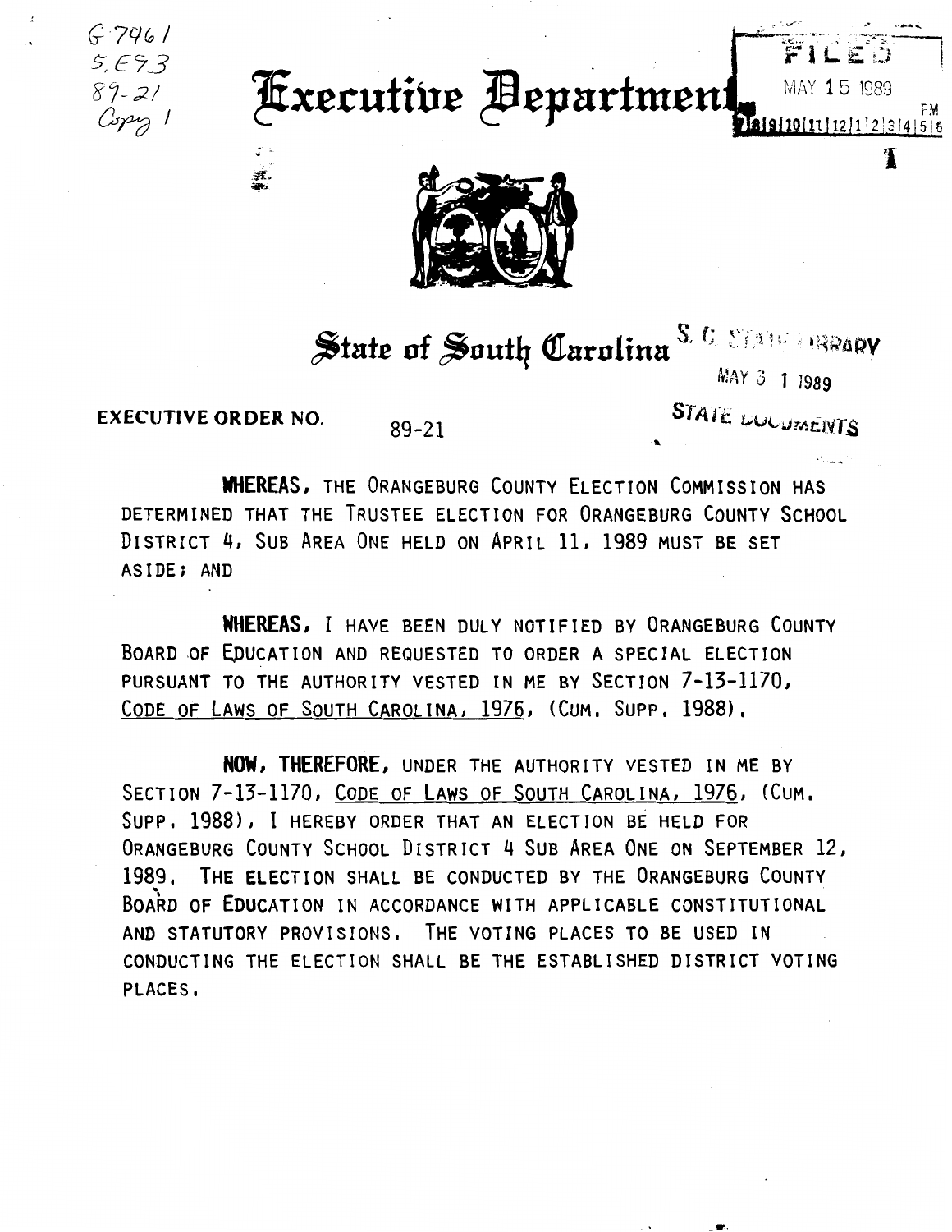G 7961
S.E93
89-21
Copy 1

# Executive Department

FILED
MAY 15 1989

## State of South Carolina

S. C. STATE LIBRARY
MAY 31 1989
STATE DOCUMENTS

**EXECUTIVE ORDER NO.** 89-21

**WHEREAS,** THE ORANGEBURG COUNTY ELECTION COMMISSION HAS DETERMINED THAT THE TRUSTEE ELECTION FOR ORANGEBURG COUNTY SCHOOL DISTRICT 4, SUB AREA ONE HELD ON APRIL 11, 1989 MUST BE SET ASIDE; AND

**WHEREAS,** I HAVE BEEN DULY NOTIFIED BY ORANGEBURG COUNTY BOARD OF EDUCATION AND REQUESTED TO ORDER A SPECIAL ELECTION PURSUANT TO THE AUTHORITY VESTED IN ME BY SECTION 7-13-1170, CODE OF LAWS OF SOUTH CAROLINA, 1976, (CUM. SUPP. 1988).

**NOW, THEREFORE,** UNDER THE AUTHORITY VESTED IN ME BY SECTION 7-13-1170, CODE OF LAWS OF SOUTH CAROLINA, 1976, (CUM. SUPP. 1988), I HEREBY ORDER THAT AN ELECTION BE HELD FOR ORANGEBURG COUNTY SCHOOL DISTRICT 4 SUB AREA ONE ON SEPTEMBER 12, 1989. THE ELECTION SHALL BE CONDUCTED BY THE ORANGEBURG COUNTY BOARD OF EDUCATION IN ACCORDANCE WITH APPLICABLE CONSTITUTIONAL AND STATUTORY PROVISIONS. THE VOTING PLACES TO BE USED IN CONDUCTING THE ELECTION SHALL BE THE ESTABLISHED DISTRICT VOTING PLACES.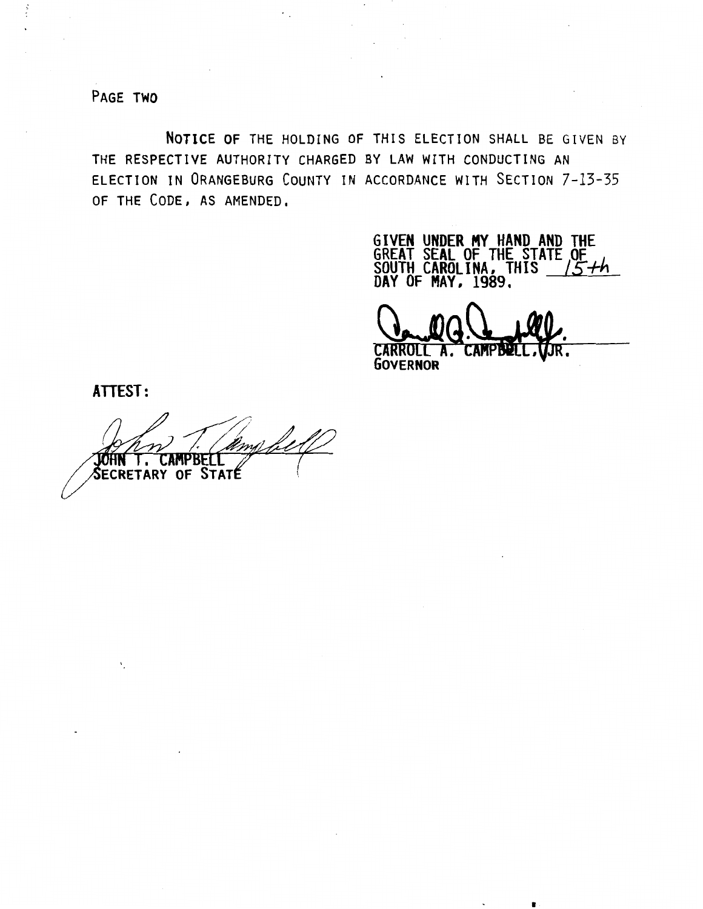PAGE TWO

NOTICE OF THE HOLDING OF THIS ELECTION SHALL BE GIVEN BY THE RESPECTIVE AUTHORITY CHARGED BY LAW WITH CONDUCTING AN ELECTION IN ORANGEBURG COUNTY IN ACCORDANCE WITH SECTION 7-13-35 OF THE CODE, AS AMENDED.

GIVEN UNDER MY HAND AND THE GREAT SEAL OF THE STATE OF SOUTH CAROLINA, THIS 15th DAY OF MAY, 1989.

CARROLL A. CAMPBELL, JR.
GOVERNOR

ATTEST:

JOHN T. CAMPBELL
SECRETARY OF STATE